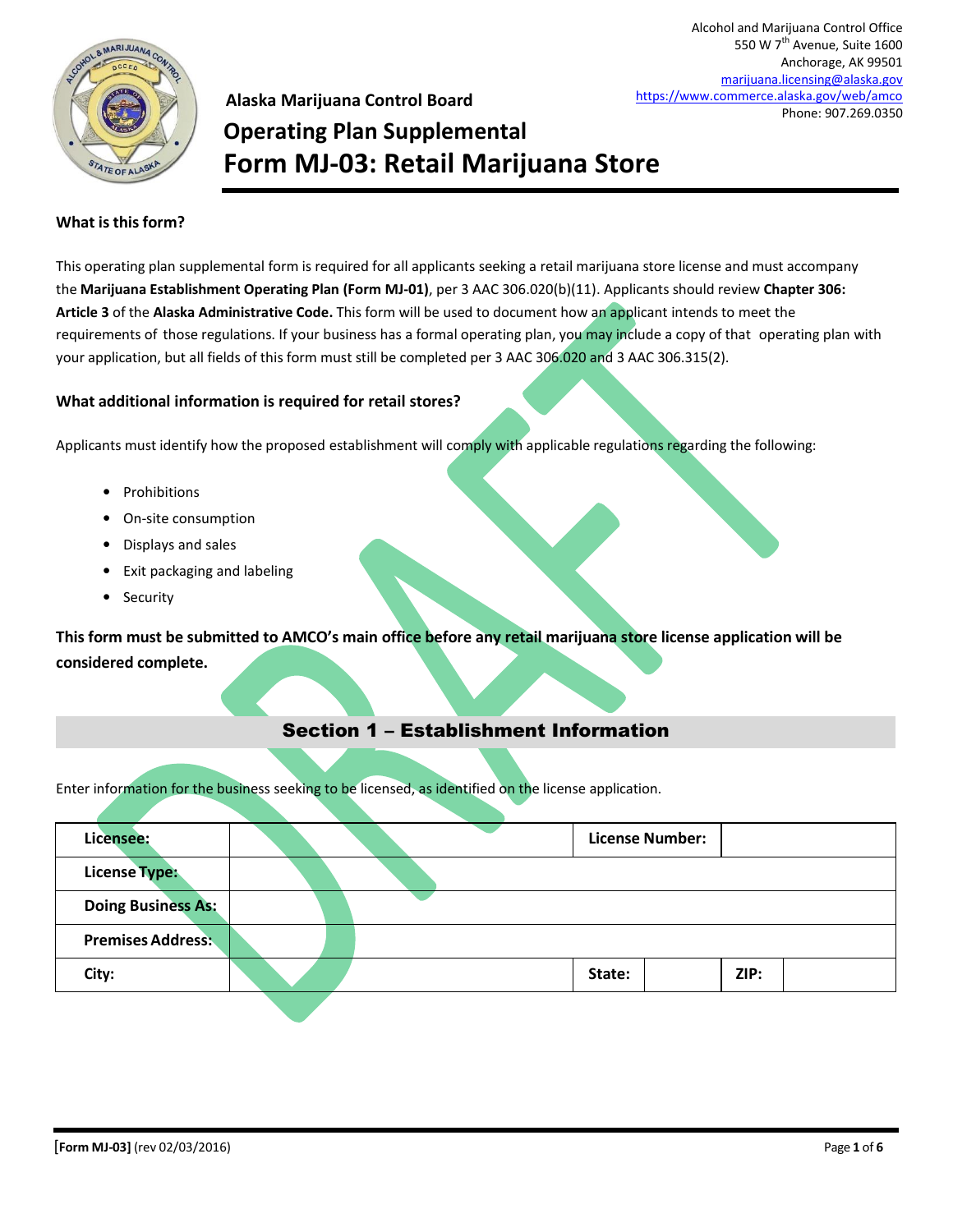Alcohol and Marijuana Control Office
550 W 7th Avenue, Suite 1600
Anchorage, AK 99501
marijuana.licensing@alaska.gov
https://www.commerce.alaska.gov/web/amco
Phone: 907.269.0350

## Alaska Marijuana Control Board

# Operating Plan Supplemental
# Form MJ-03: Retail Marijuana Store

**What is this form?**

This operating plan supplemental form is required for all applicants seeking a retail marijuana store license and must accompany the **Marijuana Establishment Operating Plan (Form MJ-01)**, per 3 AAC 306.020(b)(11). Applicants should review **Chapter 306: Article 3** of the **Alaska Administrative Code.** This form will be used to document how an applicant intends to meet the requirements of those regulations. If your business has a formal operating plan, you may include a copy of that operating plan with your application, but all fields of this form must still be completed per 3 AAC 306.020 and 3 AAC 306.315(2).

**What additional information is required for retail stores?**

Applicants must identify how the proposed establishment will comply with applicable regulations regarding the following:

- Prohibitions
- On-site consumption
- Displays and sales
- Exit packaging and labeling
- Security

**This form must be submitted to AMCO's main office before any retail marijuana store license application will be considered complete.**

## Section 1 – Establishment Information

Enter information for the business seeking to be licensed, as identified on the license application.

| **Licensee:** | | **License Number:** | | | |
|---|---|---|---|---|---|
| **License Type:** | | | | | |
| **Doing Business As:** | | | | | |
| **Premises Address:** | | | | | |
| **City:** | | **State:** | | **ZIP:** | |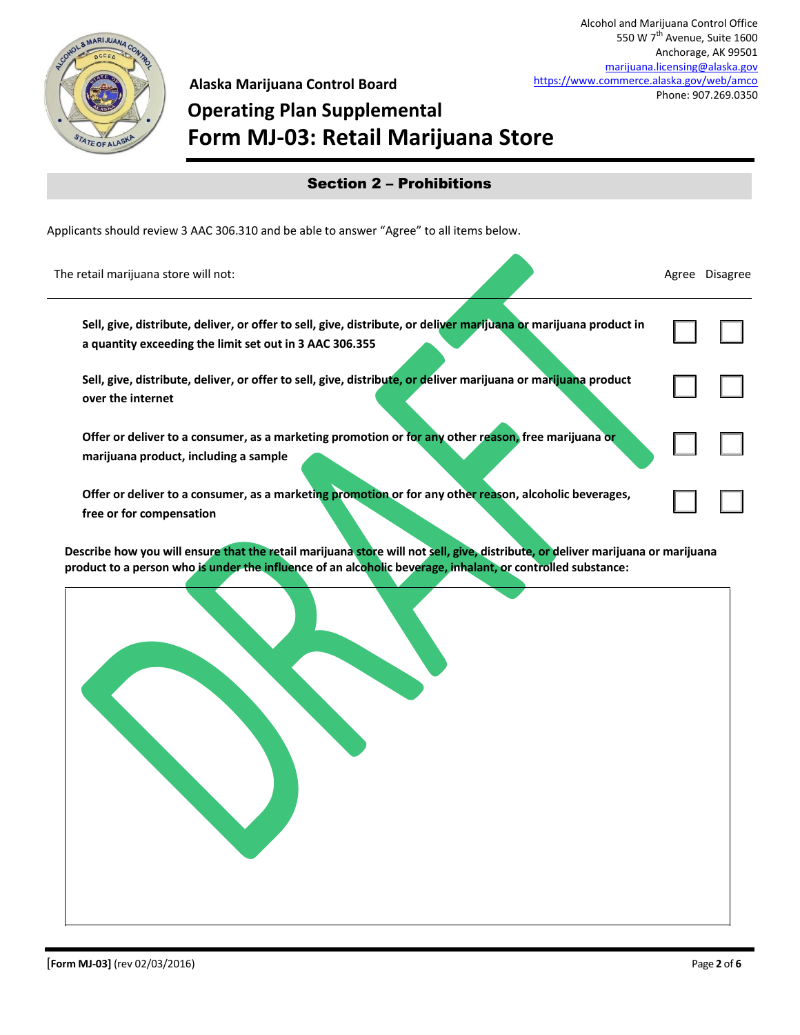Alaska Marijuana Control Board

# Operating Plan Supplemental
# Form MJ-03: Retail Marijuana Store

Alcohol and Marijuana Control Office
550 W 7th Avenue, Suite 1600
Anchorage, AK 99501
marijuana.licensing@alaska.gov
https://www.commerce.alaska.gov/web/amco
Phone: 907.269.0350

## Section 2 – Prohibitions

Applicants should review 3 AAC 306.310 and be able to answer "Agree" to all items below.

| The retail marijuana store will not: | Agree | Disagree |
|---|---|---|
| **Sell, give, distribute, deliver, or offer to sell, give, distribute, or deliver marijuana or marijuana product in a quantity exceeding the limit set out in 3 AAC 306.355** | ☐ | ☐ |
| **Sell, give, distribute, deliver, or offer to sell, give, distribute, or deliver marijuana or marijuana product over the internet** | ☐ | ☐ |
| **Offer or deliver to a consumer, as a marketing promotion or for any other reason, free marijuana or marijuana product, including a sample** | ☐ | ☐ |
| **Offer or deliver to a consumer, as a marketing promotion or for any other reason, alcoholic beverages, free or for compensation** | ☐ | ☐ |

**Describe how you will ensure that the retail marijuana store will not sell, give, distribute, or deliver marijuana or marijuana product to a person who is under the influence of an alcoholic beverage, inhalant, or controlled substance:**

DRAFT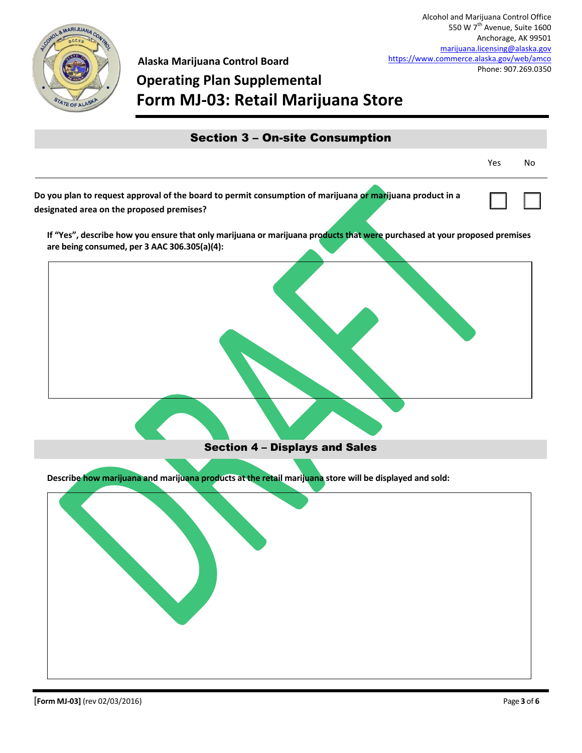Alcohol and Marijuana Control Office
550 W 7th Avenue, Suite 1600
Anchorage, AK 99501
marijuana.licensing@alaska.gov
https://www.commerce.alaska.gov/web/amco
Phone: 907.269.0350

**Alaska Marijuana Control Board**

# Operating Plan Supplemental
# Form MJ-03: Retail Marijuana Store

## Section 3 – On-site Consumption

| | Yes | No |
|---|---|---|
| **Do you plan to request approval of the board to permit consumption of marijuana or marijuana product in a designated area on the proposed premises?** | ☐ | ☐ |

**If "Yes", describe how you ensure that only marijuana or marijuana products that were purchased at your proposed premises are being consumed, per 3 AAC 306.305(a)(4):**

## Section 4 – Displays and Sales

**Describe how marijuana and marijuana products at the retail marijuana store will be displayed and sold:**

[Form MJ-03] (rev 02/03/2016)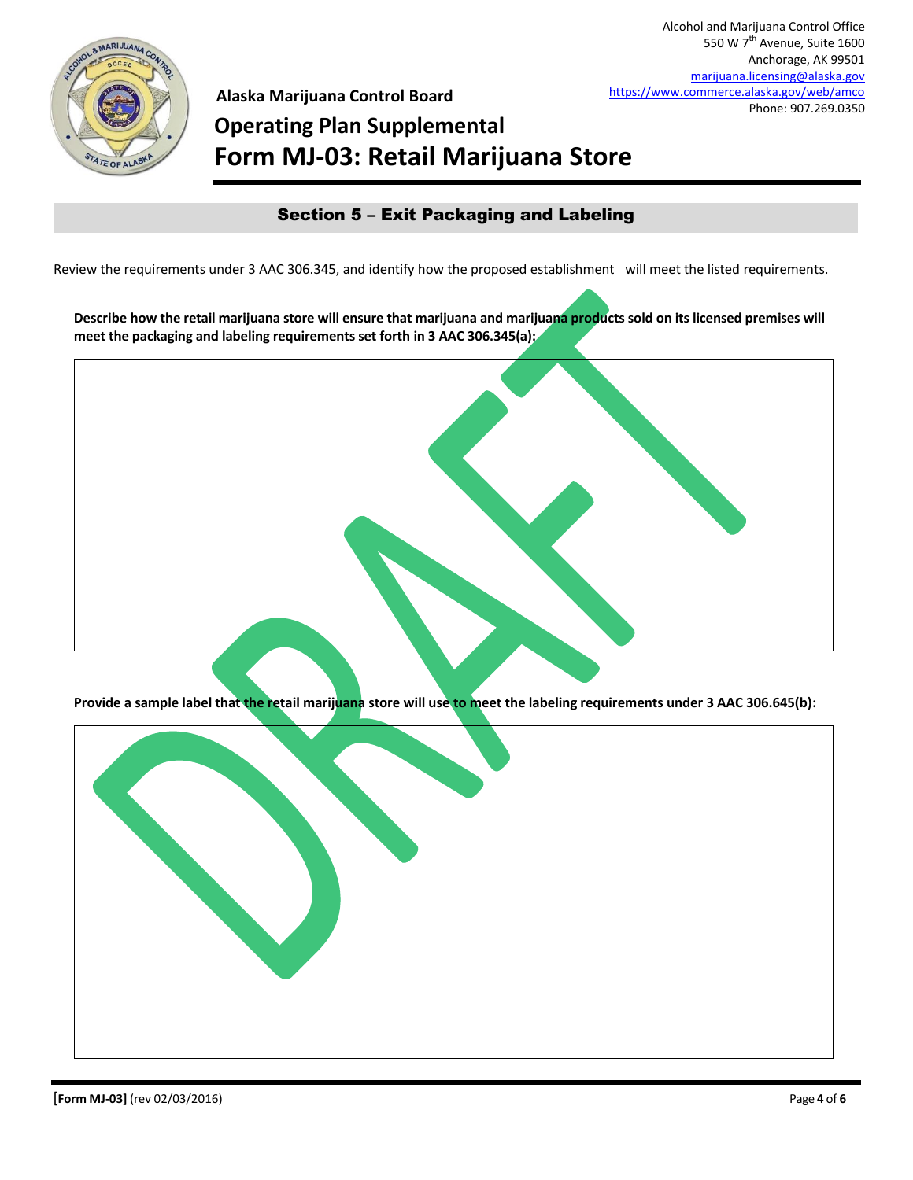Alcohol and Marijuana Control Office
550 W 7th Avenue, Suite 1600
Anchorage, AK 99501
marijuana.licensing@alaska.gov
https://www.commerce.alaska.gov/web/amco
Phone: 907.269.0350

Alaska Marijuana Control Board

# Operating Plan Supplemental

# Form MJ-03: Retail Marijuana Store

## Section 5 – Exit Packaging and Labeling

Review the requirements under 3 AAC 306.345, and identify how the proposed establishment will meet the listed requirements.

**Describe how the retail marijuana store will ensure that marijuana and marijuana products sold on its licensed premises will meet the packaging and labeling requirements set forth in 3 AAC 306.345(a):**

**Provide a sample label that the retail marijuana store will use to meet the labeling requirements under 3 AAC 306.645(b):**

DRAFT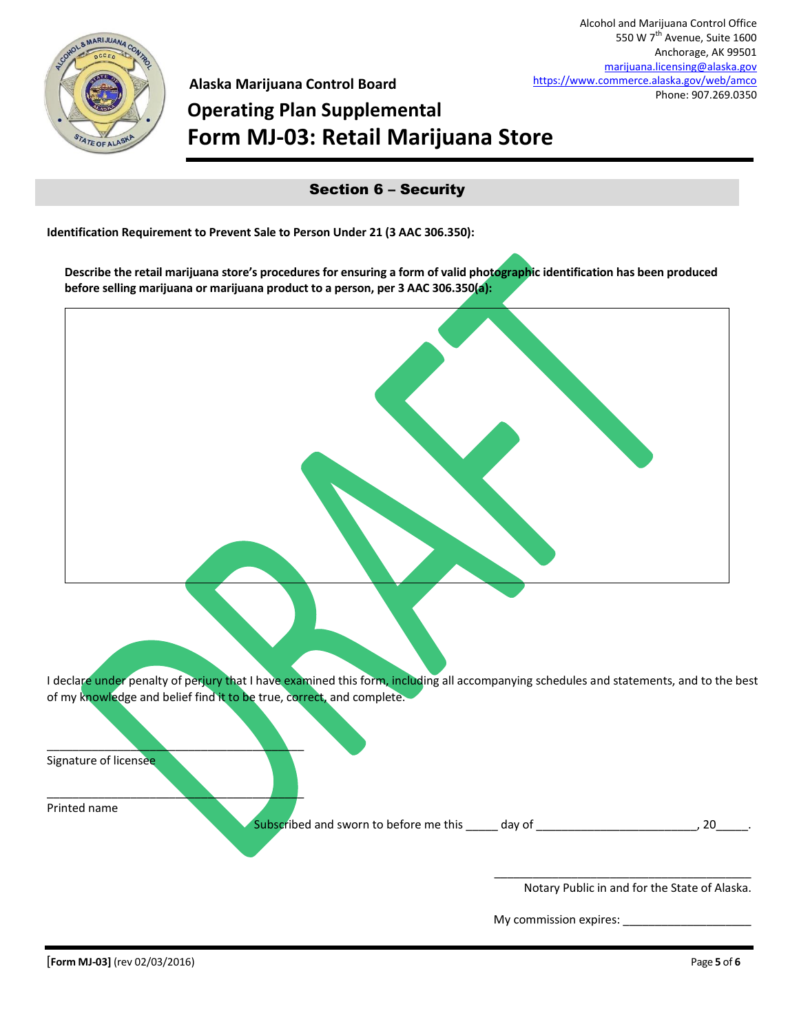Alcohol and Marijuana Control Office
550 W 7th Avenue, Suite 1600
Anchorage, AK 99501
marijuana.licensing@alaska.gov
https://www.commerce.alaska.gov/web/amco
Phone: 907.269.0350

**Alaska Marijuana Control Board**

# Operating Plan Supplemental
# Form MJ-03: Retail Marijuana Store

## Section 6 – Security

**Identification Requirement to Prevent Sale to Person Under 21 (3 AAC 306.350):**

**Describe the retail marijuana store's procedures for ensuring a form of valid photographic identification has been produced before selling marijuana or marijuana product to a person, per 3 AAC 306.350(a):**

| |
|---|
| |

I declare under penalty of perjury that I have examined this form, including all accompanying schedules and statements, and to the best of my knowledge and belief find it to be true, correct, and complete.

\_\_\_\_\_\_\_\_\_\_\_\_\_\_\_\_\_\_\_\_\_\_\_\_\_\_\_\_\_\_\_\_\_\_\_\_\_\_\_\_
Signature of licensee

\_\_\_\_\_\_\_\_\_\_\_\_\_\_\_\_\_\_\_\_\_\_\_\_\_\_\_\_\_\_\_\_\_\_\_\_\_\_\_\_
Printed name

Subscribed and sworn to before me this \_\_\_\_\_ day of \_\_\_\_\_\_\_\_\_\_\_\_\_\_\_\_\_\_\_\_\_\_\_\_\_, 20\_\_\_\_\_.

\_\_\_\_\_\_\_\_\_\_\_\_\_\_\_\_\_\_\_\_\_\_\_\_\_\_\_\_\_\_\_\_\_\_\_\_\_\_\_\_
Notary Public in and for the State of Alaska.

My commission expires: \_\_\_\_\_\_\_\_\_\_\_\_\_\_\_\_\_\_\_\_

DRAFT

[Form MJ-03] (rev 02/03/2016)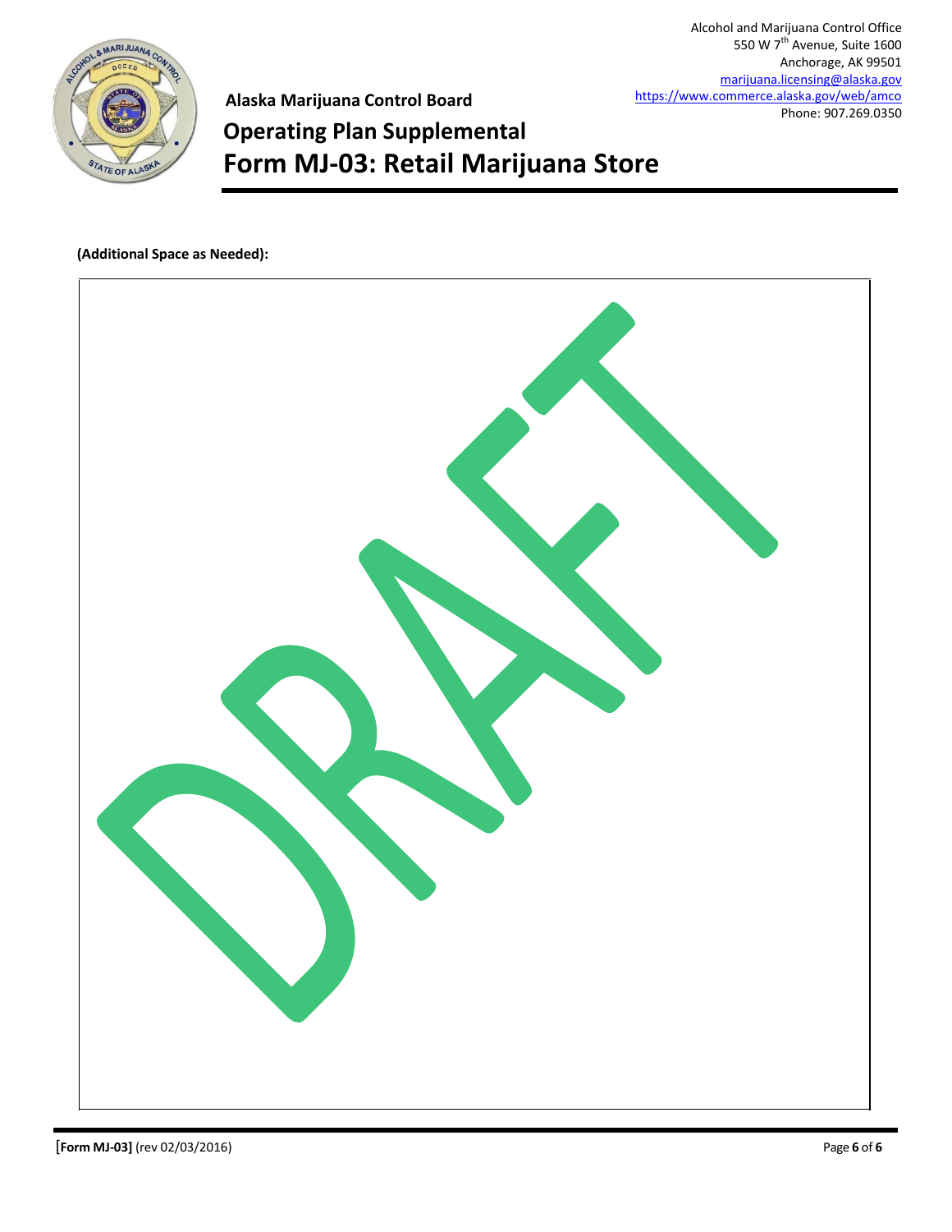Alcohol and Marijuana Control Office
550 W 7th Avenue, Suite 1600
Anchorage, AK 99501
marijuana.licensing@alaska.gov
https://www.commerce.alaska.gov/web/amco
Phone: 907.269.0350

**Alaska Marijuana Control Board**

# Operating Plan Supplemental
# Form MJ-03: Retail Marijuana Store

**(Additional Space as Needed):**

DRAFT